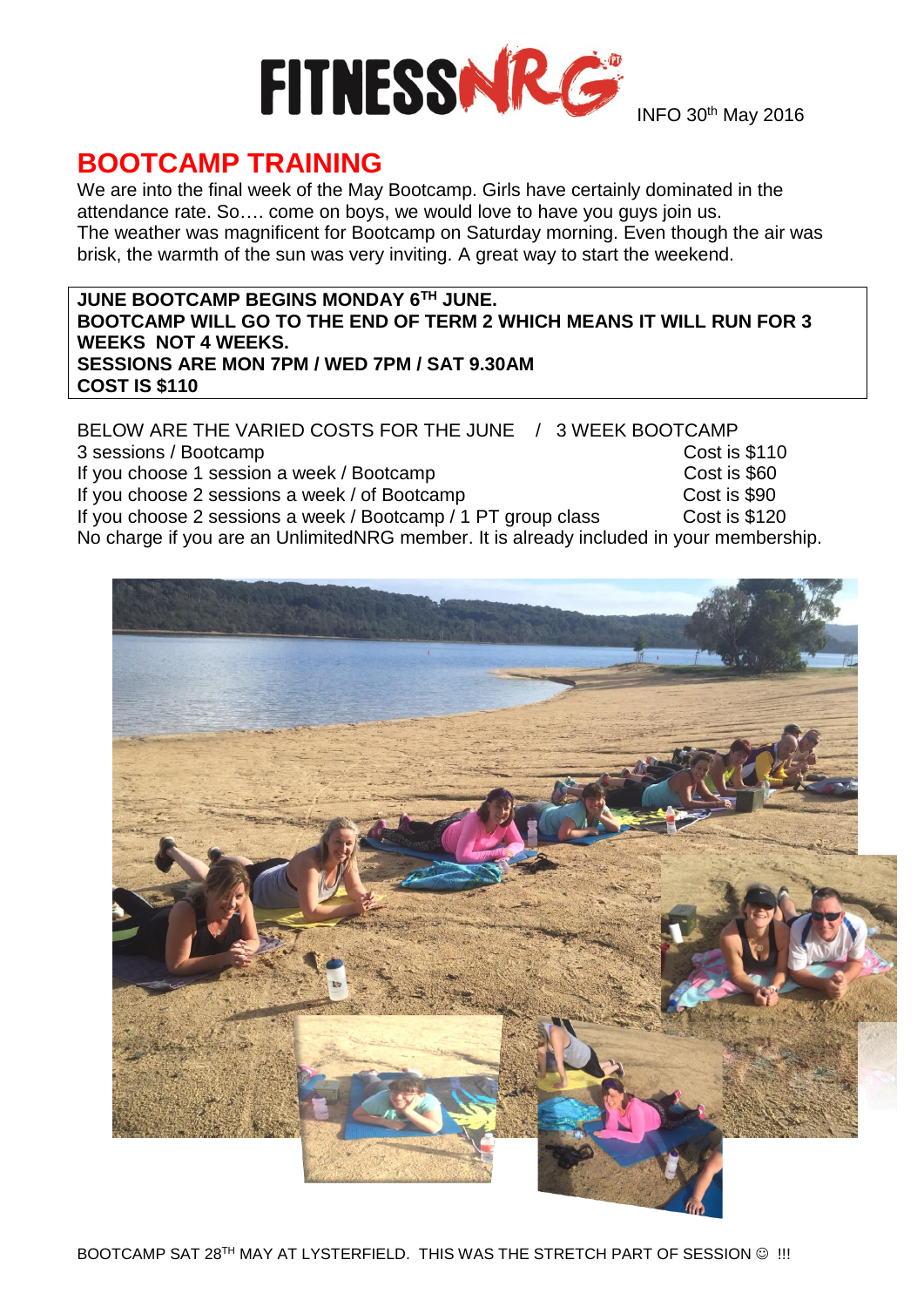FITNESSNRG INFO 30th May 2016

# BOOTCAMP TRAINING

We are into the final week of the May Bootcamp. Girls have certainly dominated in the attendance rate. So…. come on boys, we would love to have you guys join us.
The weather was magnificent for Bootcamp on Saturday morning. Even though the air was brisk, the warmth of the sun was very inviting. A great way to start the weekend.

**JUNE BOOTCAMP BEGINS MONDAY 6TH JUNE.**
**BOOTCAMP WILL GO TO THE END OF TERM 2 WHICH MEANS IT WILL RUN FOR 3 WEEKS NOT 4 WEEKS.**
**SESSIONS ARE MON 7PM / WED 7PM / SAT 9.30AM**
**COST IS $110**

BELOW ARE THE VARIED COSTS FOR THE JUNE / 3 WEEK BOOTCAMP

| | |
|---|---|
| 3 sessions / Bootcamp | Cost is $110 |
| If you choose 1 session a week / Bootcamp | Cost is $60 |
| If you choose 2 sessions a week / of Bootcamp | Cost is $90 |
| If you choose 2 sessions a week / Bootcamp / 1 PT group class | Cost is $120 |

No charge if you are an UnlimitedNRG member. It is already included in your membership.

BOOTCAMP SAT 28TH MAY AT LYSTERFIELD. THIS WAS THE STRETCH PART OF SESSION ☺ !!!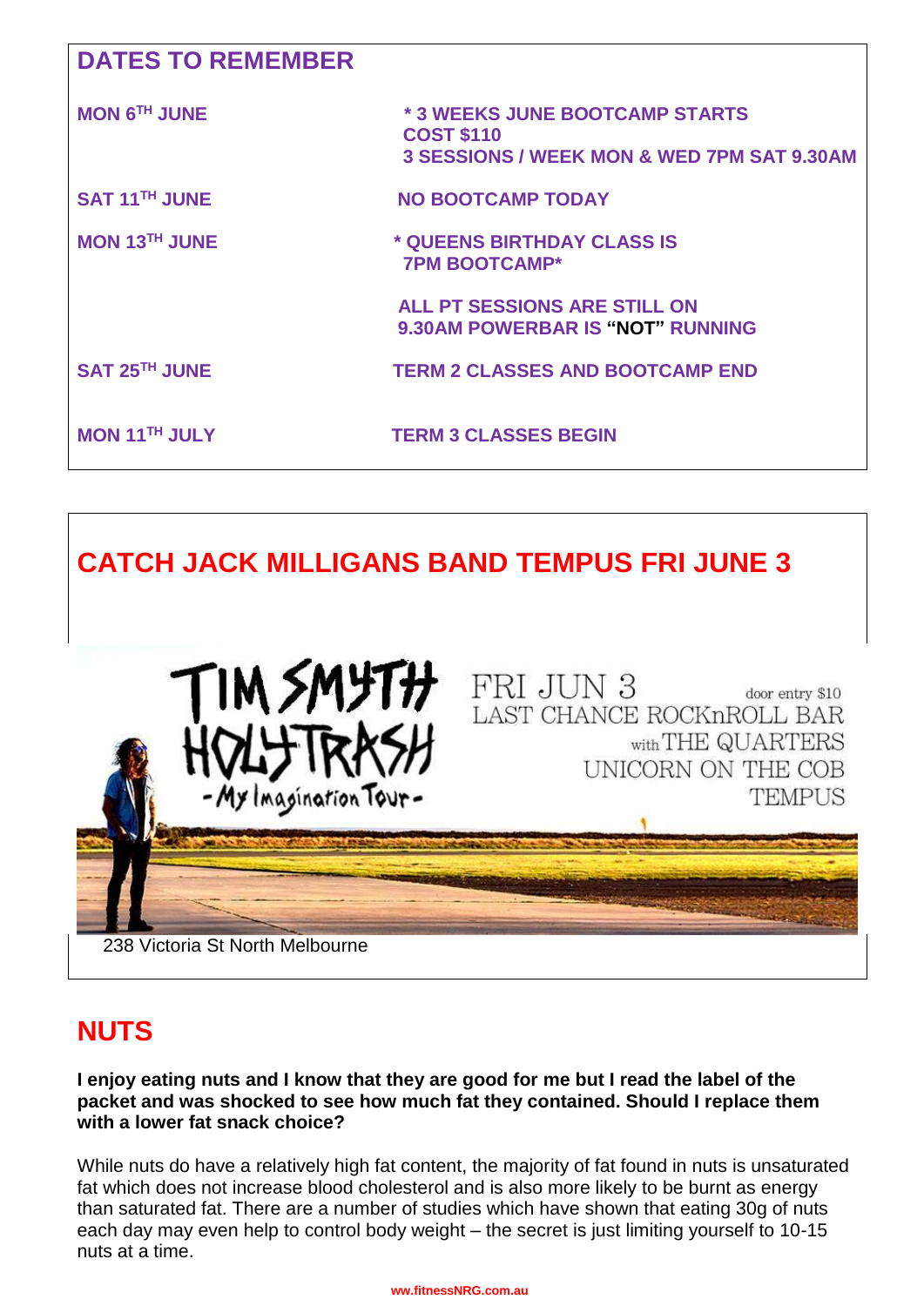## DATES TO REMEMBER

| | |
|---|---|
| **MON 6TH JUNE** | **\* 3 WEEKS JUNE BOOTCAMP STARTS**<br>**COST $110**<br>**3 SESSIONS / WEEK MON & WED 7PM SAT 9.30AM** |
| **SAT 11TH JUNE** | **NO BOOTCAMP TODAY** |
| **MON 13TH JUNE** | **\* QUEENS BIRTHDAY CLASS IS 7PM BOOTCAMP\***<br><br>**ALL PT SESSIONS ARE STILL ON**<br>**9.30AM POWERBAR IS "NOT" RUNNING** |
| **SAT 25TH JUNE** | **TERM 2 CLASSES AND BOOTCAMP END** |
| **MON 11TH JULY** | **TERM 3 CLASSES BEGIN** |

## CATCH JACK MILLIGANS BAND TEMPUS FRI JUNE 3

TIM SMYTH HOLYTRASH - My Imagination Tour -

FRI JUN 3 door entry $10
LAST CHANCE ROCKnROLL BAR
with THE QUARTERS
UNICORN ON THE COB
TEMPUS

238 Victoria St North Melbourne

## NUTS

**I enjoy eating nuts and I know that they are good for me but I read the label of the packet and was shocked to see how much fat they contained. Should I replace them with a lower fat snack choice?**

While nuts do have a relatively high fat content, the majority of fat found in nuts is unsaturated fat which does not increase blood cholesterol and is also more likely to be burnt as energy than saturated fat. There are a number of studies which have shown that eating 30g of nuts each day may even help to control body weight – the secret is just limiting yourself to 10-15 nuts at a time.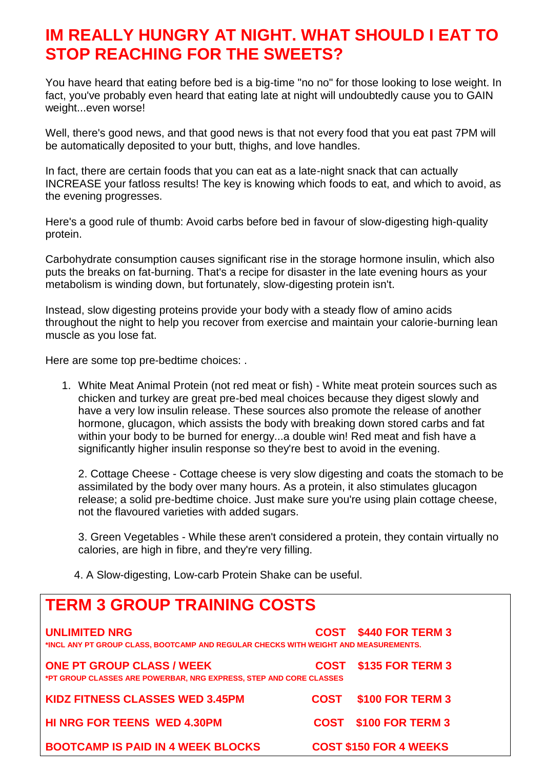# IM REALLY HUNGRY AT NIGHT. WHAT SHOULD I EAT TO STOP REACHING FOR THE SWEETS?

You have heard that eating before bed is a big-time "no no" for those looking to lose weight. In fact, you've probably even heard that eating late at night will undoubtedly cause you to GAIN weight...even worse!

Well, there's good news, and that good news is that not every food that you eat past 7PM will be automatically deposited to your butt, thighs, and love handles.

In fact, there are certain foods that you can eat as a late-night snack that can actually INCREASE your fatloss results! The key is knowing which foods to eat, and which to avoid, as the evening progresses.

Here's a good rule of thumb: Avoid carbs before bed in favour of slow-digesting high-quality protein.

Carbohydrate consumption causes significant rise in the storage hormone insulin, which also puts the breaks on fat-burning. That's a recipe for disaster in the late evening hours as your metabolism is winding down, but fortunately, slow-digesting protein isn't.

Instead, slow digesting proteins provide your body with a steady flow of amino acids throughout the night to help you recover from exercise and maintain your calorie-burning lean muscle as you lose fat.

Here are some top pre-bedtime choices: .

1. White Meat Animal Protein (not red meat or fish) - White meat protein sources such as chicken and turkey are great pre-bed meal choices because they digest slowly and have a very low insulin release. These sources also promote the release of another hormone, glucagon, which assists the body with breaking down stored carbs and fat within your body to be burned for energy...a double win! Red meat and fish have a significantly higher insulin response so they're best to avoid in the evening.

2. Cottage Cheese - Cottage cheese is very slow digesting and coats the stomach to be assimilated by the body over many hours. As a protein, it also stimulates glucagon release; a solid pre-bedtime choice. Just make sure you're using plain cottage cheese, not the flavoured varieties with added sugars.

3. Green Vegetables - While these aren't considered a protein, they contain virtually no calories, are high in fibre, and they're very filling.

4. A Slow-digesting, Low-carb Protein Shake can be useful.

## TERM 3 GROUP TRAINING COSTS

**UNLIMITED NRG** — **COST $440 FOR TERM 3**
**\*INCL ANY PT GROUP CLASS, BOOTCAMP AND REGULAR CHECKS WITH WEIGHT AND MEASUREMENTS.**

**ONE PT GROUP CLASS / WEEK** — **COST $135 FOR TERM 3**
**\*PT GROUP CLASSES ARE POWERBAR, NRG EXPRESS, STEP AND CORE CLASSES**

**KIDZ FITNESS CLASSES WED 3.45PM** — **COST $100 FOR TERM 3**

**HI NRG FOR TEENS WED 4.30PM** — **COST $100 FOR TERM 3**

**BOOTCAMP IS PAID IN 4 WEEK BLOCKS** — **COST $150 FOR 4 WEEKS**